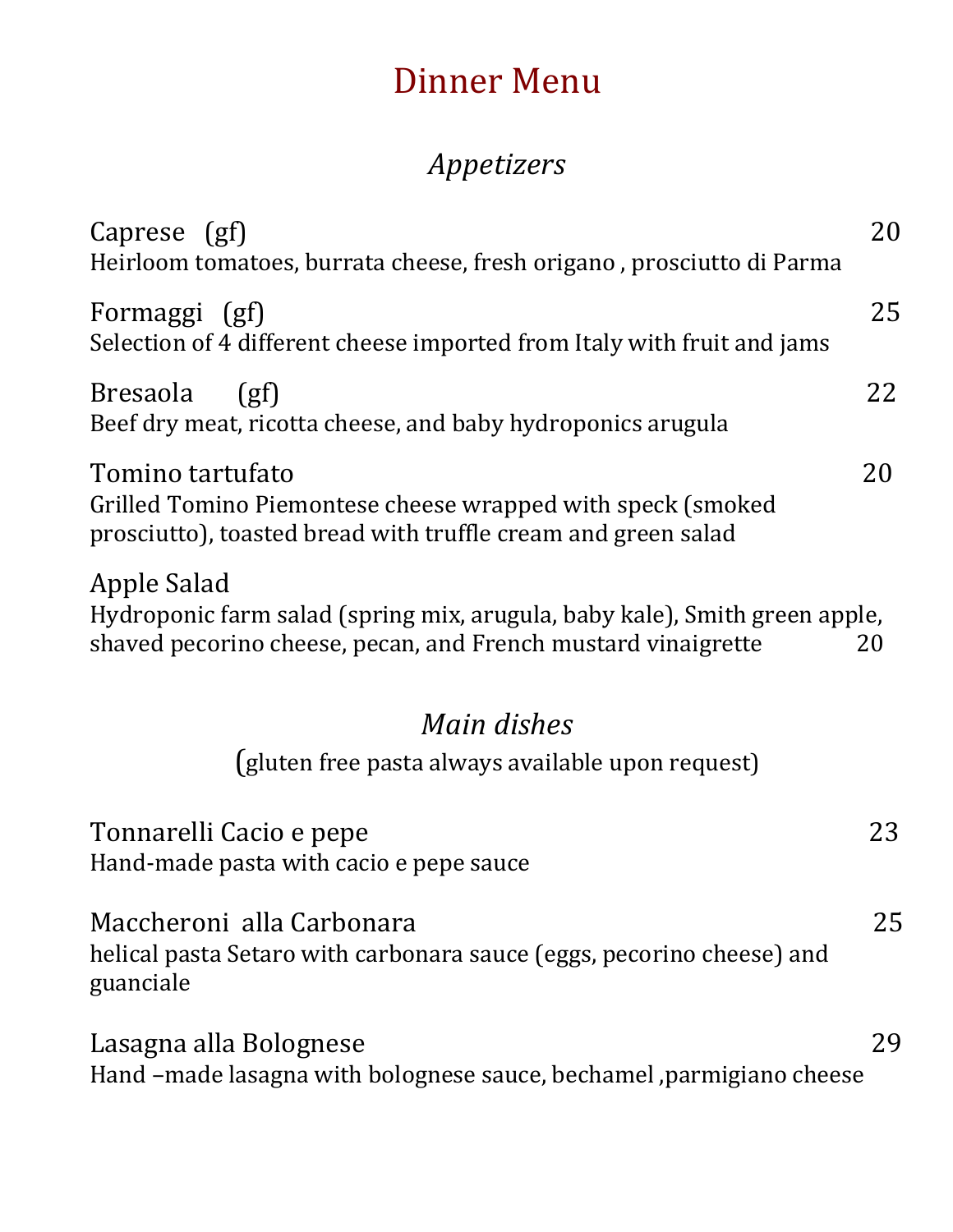# Dinner Menu

## *Appetizers*

Caprese (gf) 20
Heirloom tomatoes, burrata cheese, fresh origano , prosciutto di Parma

Formaggi (gf) 25
Selection of 4 different cheese imported from Italy with fruit and jams

Bresaola (gf) 22
Beef dry meat, ricotta cheese, and baby hydroponics arugula

Tomino tartufato 20
Grilled Tomino Piemontese cheese wrapped with speck (smoked prosciutto), toasted bread with truffle cream and green salad

Apple Salad
Hydroponic farm salad (spring mix, arugula, baby kale), Smith green apple, shaved pecorino cheese, pecan, and French mustard vinaigrette 20

## *Main dishes*

(gluten free pasta always available upon request)

Tonnarelli Cacio e pepe 23
Hand-made pasta with cacio e pepe sauce

Maccheroni alla Carbonara 25
helical pasta Setaro with carbonara sauce (eggs, pecorino cheese) and guanciale

Lasagna alla Bolognese 29
Hand –made lasagna with bolognese sauce, bechamel ,parmigiano cheese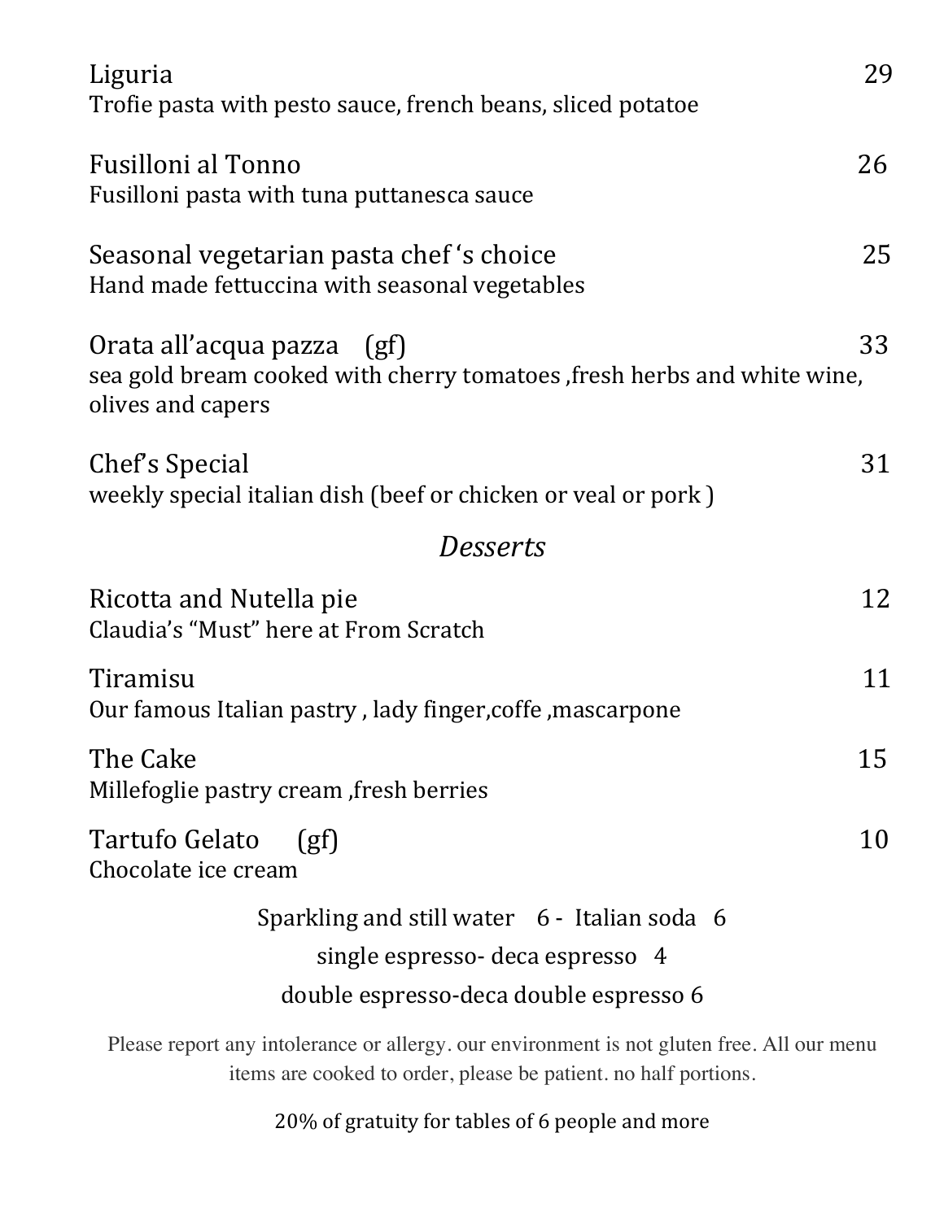Liguria 29
Trofie pasta with pesto sauce, french beans, sliced potatoe

Fusilloni al Tonno 26
Fusilloni pasta with tuna puttanesca sauce

Seasonal vegetarian pasta chef 's choice 25
Hand made fettuccina with seasonal vegetables

Orata all'acqua pazza (gf) 33
sea gold bream cooked with cherry tomatoes ,fresh herbs and white wine, olives and capers

Chef's Special 31
weekly special italian dish (beef or chicken or veal or pork )

## *Desserts*

Ricotta and Nutella pie 12
Claudia's "Must" here at From Scratch

Tiramisu 11
Our famous Italian pastry , lady finger,coffe ,mascarpone

The Cake 15
Millefoglie pastry cream ,fresh berries

Tartufo Gelato (gf) 10
Chocolate ice cream

Sparkling and still water 6 - Italian soda 6

single espresso- deca espresso 4

double espresso-deca double espresso 6

Please report any intolerance or allergy. our environment is not gluten free. All our menu items are cooked to order, please be patient. no half portions.

20% of gratuity for tables of 6 people and more